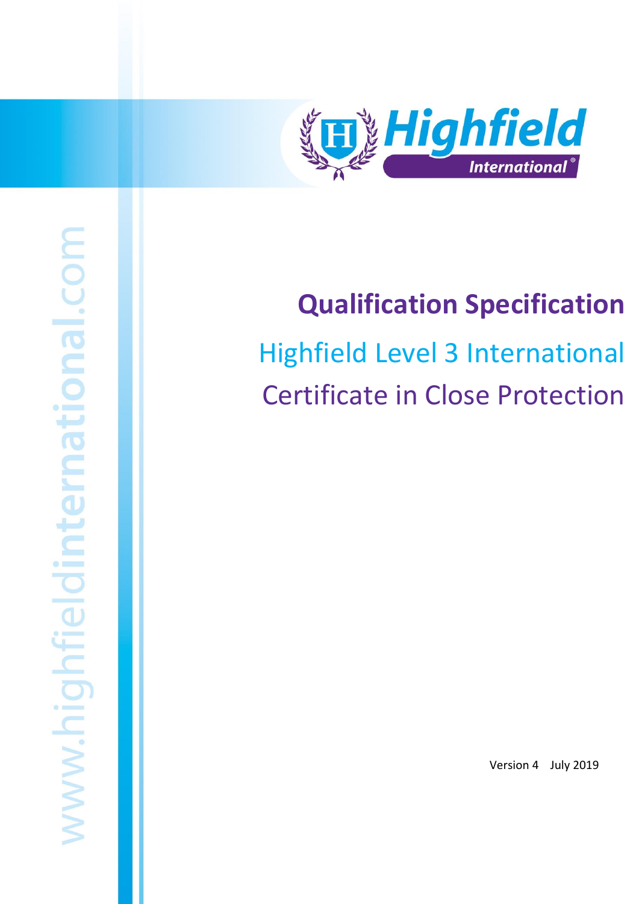Highfield International

www.highfieldinternational.com

# Qualification Specification

## Highfield Level 3 International Certificate in Close Protection

Version 4 July 2019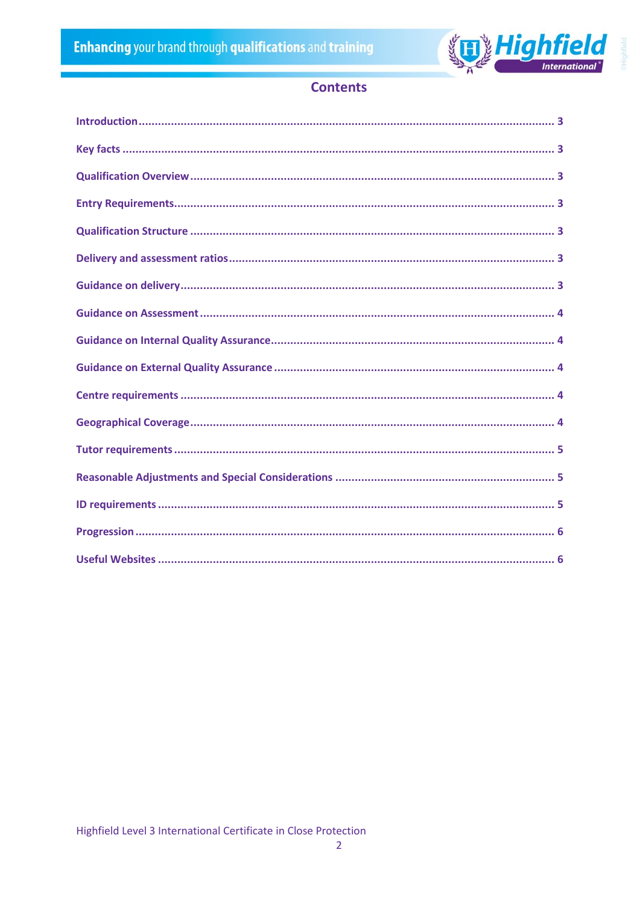# Contents

Introduction ........................................................................ 3

Key facts ........................................................................ 3

Qualification Overview ........................................................................ 3

Entry Requirements ........................................................................ 3

Qualification Structure ........................................................................ 3

Delivery and assessment ratios ........................................................................ 3

Guidance on delivery ........................................................................ 3

Guidance on Assessment ........................................................................ 4

Guidance on Internal Quality Assurance ........................................................................ 4

Guidance on External Quality Assurance ........................................................................ 4

Centre requirements ........................................................................ 4

Geographical Coverage ........................................................................ 4

Tutor requirements ........................................................................ 5

Reasonable Adjustments and Special Considerations ........................................................................ 5

ID requirements ........................................................................ 5

Progression ........................................................................ 6

Useful Websites ........................................................................ 6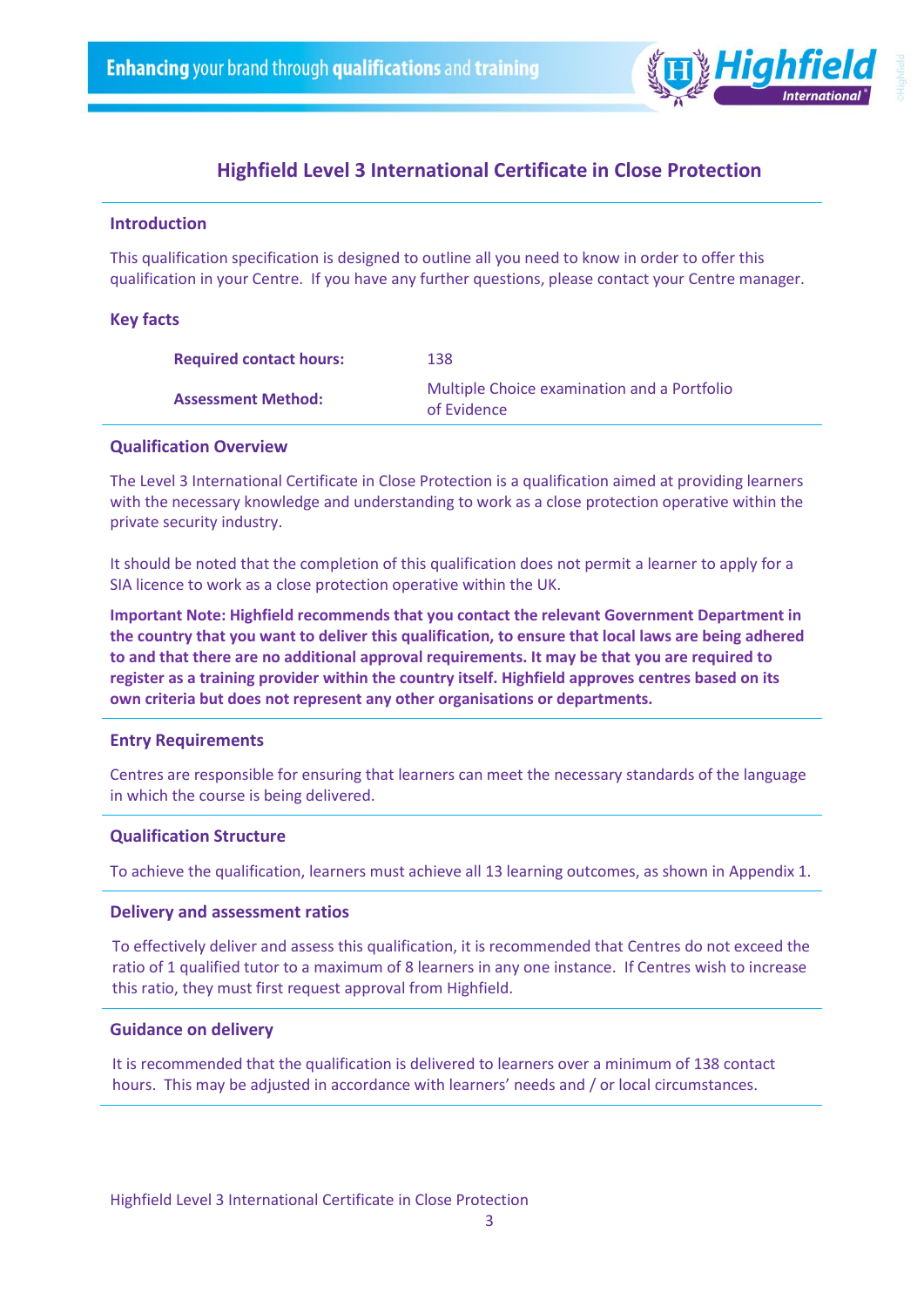# Highfield Level 3 International Certificate in Close Protection

## Introduction

This qualification specification is designed to outline all you need to know in order to offer this qualification in your Centre. If you have any further questions, please contact your Centre manager.

## Key facts

| | |
|---|---|
| **Required contact hours:** | 138 |
| **Assessment Method:** | Multiple Choice examination and a Portfolio of Evidence |

## Qualification Overview

The Level 3 International Certificate in Close Protection is a qualification aimed at providing learners with the necessary knowledge and understanding to work as a close protection operative within the private security industry.

It should be noted that the completion of this qualification does not permit a learner to apply for a SIA licence to work as a close protection operative within the UK.

**Important Note: Highfield recommends that you contact the relevant Government Department in the country that you want to deliver this qualification, to ensure that local laws are being adhered to and that there are no additional approval requirements. It may be that you are required to register as a training provider within the country itself. Highfield approves centres based on its own criteria but does not represent any other organisations or departments.**

## Entry Requirements

Centres are responsible for ensuring that learners can meet the necessary standards of the language in which the course is being delivered.

## Qualification Structure

To achieve the qualification, learners must achieve all 13 learning outcomes, as shown in Appendix 1.

## Delivery and assessment ratios

To effectively deliver and assess this qualification, it is recommended that Centres do not exceed the ratio of 1 qualified tutor to a maximum of 8 learners in any one instance. If Centres wish to increase this ratio, they must first request approval from Highfield.

## Guidance on delivery

It is recommended that the qualification is delivered to learners over a minimum of 138 contact hours. This may be adjusted in accordance with learners' needs and / or local circumstances.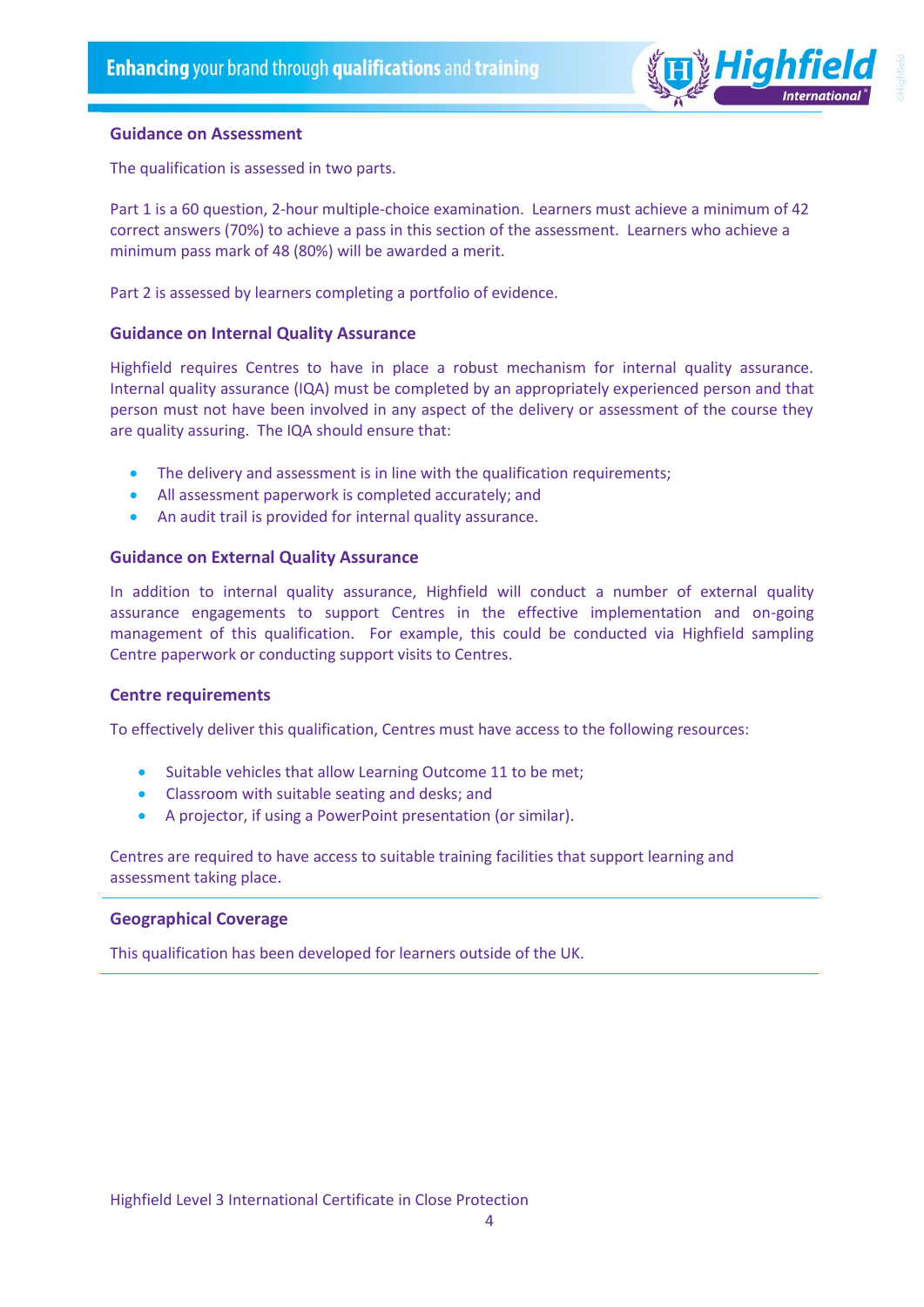## Guidance on Assessment

The qualification is assessed in two parts.

Part 1 is a 60 question, 2-hour multiple-choice examination. Learners must achieve a minimum of 42 correct answers (70%) to achieve a pass in this section of the assessment. Learners who achieve a minimum pass mark of 48 (80%) will be awarded a merit.

Part 2 is assessed by learners completing a portfolio of evidence.

## Guidance on Internal Quality Assurance

Highfield requires Centres to have in place a robust mechanism for internal quality assurance. Internal quality assurance (IQA) must be completed by an appropriately experienced person and that person must not have been involved in any aspect of the delivery or assessment of the course they are quality assuring. The IQA should ensure that:

- The delivery and assessment is in line with the qualification requirements;
- All assessment paperwork is completed accurately; and
- An audit trail is provided for internal quality assurance.

## Guidance on External Quality Assurance

In addition to internal quality assurance, Highfield will conduct a number of external quality assurance engagements to support Centres in the effective implementation and on-going management of this qualification. For example, this could be conducted via Highfield sampling Centre paperwork or conducting support visits to Centres.

## Centre requirements

To effectively deliver this qualification, Centres must have access to the following resources:

- Suitable vehicles that allow Learning Outcome 11 to be met;
- Classroom with suitable seating and desks; and
- A projector, if using a PowerPoint presentation (or similar).

Centres are required to have access to suitable training facilities that support learning and assessment taking place.

## Geographical Coverage

This qualification has been developed for learners outside of the UK.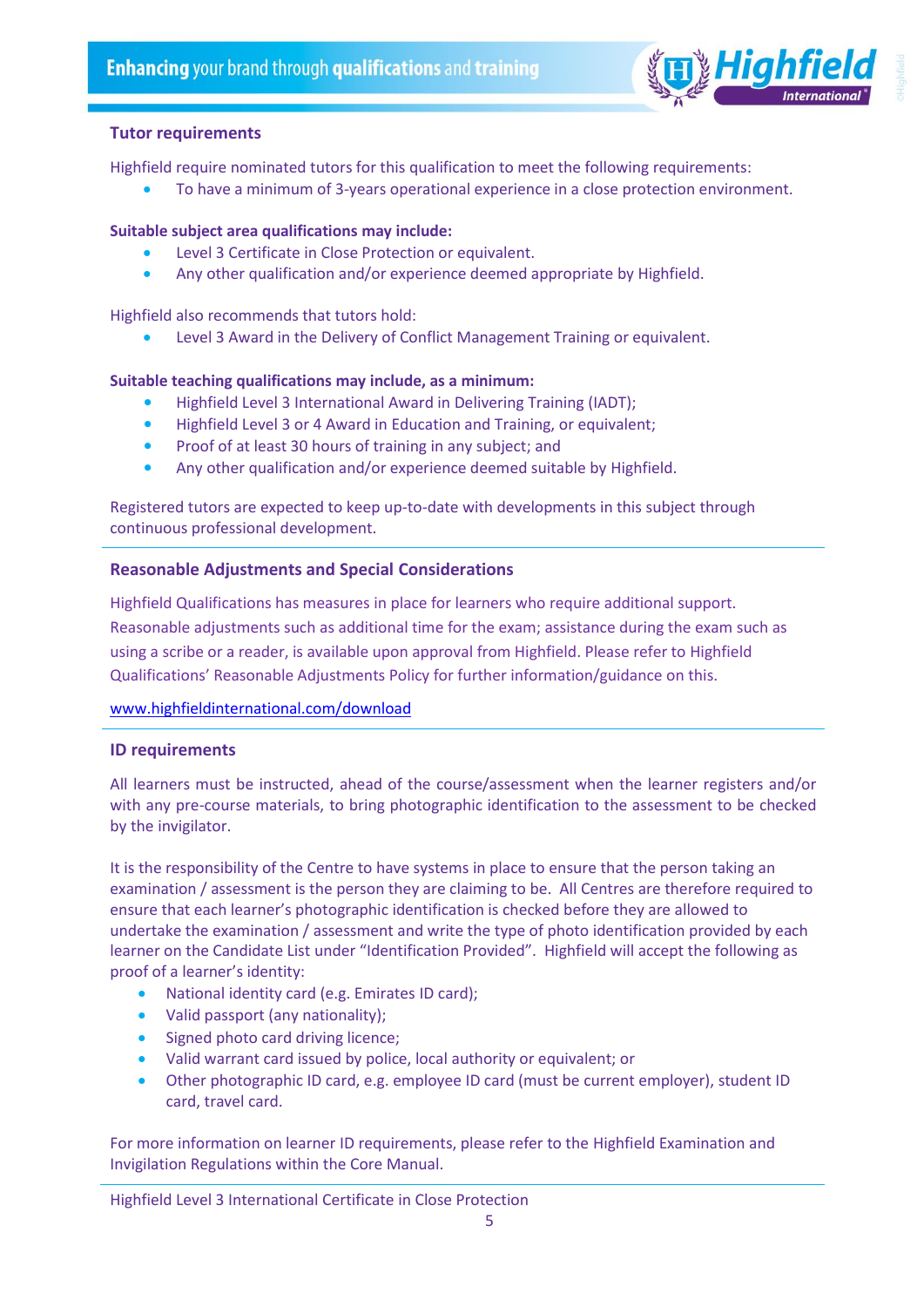## Tutor requirements

Highfield require nominated tutors for this qualification to meet the following requirements:

- To have a minimum of 3-years operational experience in a close protection environment.

**Suitable subject area qualifications may include:**

- Level 3 Certificate in Close Protection or equivalent.
- Any other qualification and/or experience deemed appropriate by Highfield.

Highfield also recommends that tutors hold:

- Level 3 Award in the Delivery of Conflict Management Training or equivalent.

**Suitable teaching qualifications may include, as a minimum:**

- Highfield Level 3 International Award in Delivering Training (IADT);
- Highfield Level 3 or 4 Award in Education and Training, or equivalent;
- Proof of at least 30 hours of training in any subject; and
- Any other qualification and/or experience deemed suitable by Highfield.

Registered tutors are expected to keep up-to-date with developments in this subject through continuous professional development.

## Reasonable Adjustments and Special Considerations

Highfield Qualifications has measures in place for learners who require additional support. Reasonable adjustments such as additional time for the exam; assistance during the exam such as using a scribe or a reader, is available upon approval from Highfield. Please refer to Highfield Qualifications' Reasonable Adjustments Policy for further information/guidance on this.

www.highfieldinternational.com/download

## ID requirements

All learners must be instructed, ahead of the course/assessment when the learner registers and/or with any pre-course materials, to bring photographic identification to the assessment to be checked by the invigilator.

It is the responsibility of the Centre to have systems in place to ensure that the person taking an examination / assessment is the person they are claiming to be. All Centres are therefore required to ensure that each learner's photographic identification is checked before they are allowed to undertake the examination / assessment and write the type of photo identification provided by each learner on the Candidate List under "Identification Provided". Highfield will accept the following as proof of a learner's identity:

- National identity card (e.g. Emirates ID card);
- Valid passport (any nationality);
- Signed photo card driving licence;
- Valid warrant card issued by police, local authority or equivalent; or
- Other photographic ID card, e.g. employee ID card (must be current employer), student ID card, travel card.

For more information on learner ID requirements, please refer to the Highfield Examination and Invigilation Regulations within the Core Manual.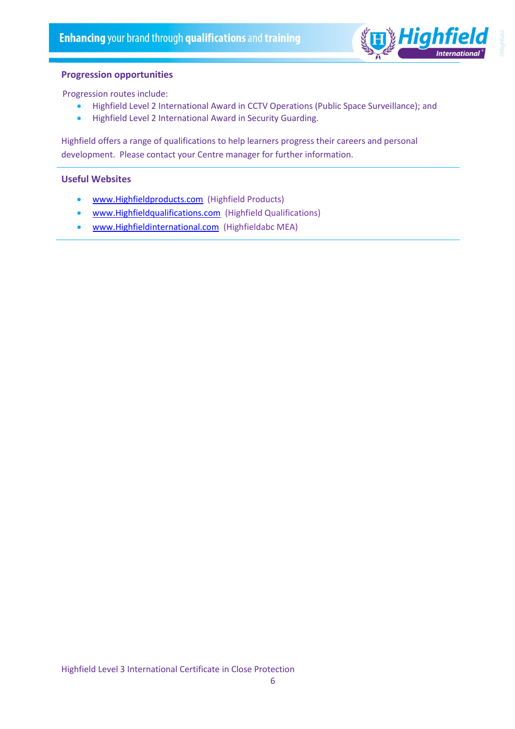## Progression opportunities

Progression routes include:

- Highfield Level 2 International Award in CCTV Operations (Public Space Surveillance); and
- Highfield Level 2 International Award in Security Guarding.

Highfield offers a range of qualifications to help learners progress their careers and personal development. Please contact your Centre manager for further information.

## Useful Websites

- www.Highfieldproducts.com (Highfield Products)
- www.Highfieldqualifications.com (Highfield Qualifications)
- www.Highfieldinternational.com (Highfieldabc MEA)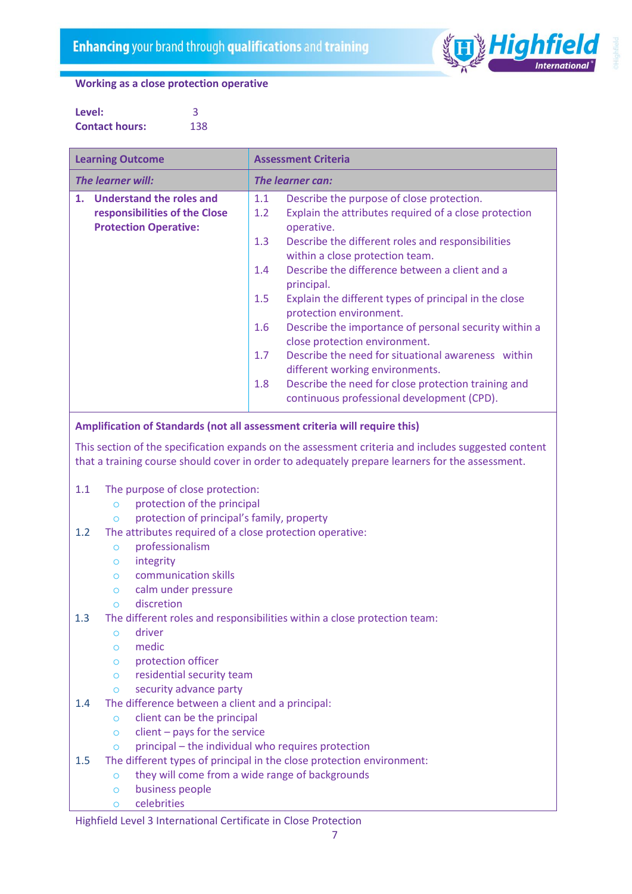## Working as a close protection operative

**Level:** 3
**Contact hours:** 138

| Learning Outcome | Assessment Criteria |
|---|---|
| ***The learner will:*** | ***The learner can:*** |
| **1. Understand the roles and responsibilities of the Close Protection Operative:** | 1.1 Describe the purpose of close protection.<br>1.2 Explain the attributes required of a close protection operative.<br>1.3 Describe the different roles and responsibilities within a close protection team.<br>1.4 Describe the difference between a client and a principal.<br>1.5 Explain the different types of principal in the close protection environment.<br>1.6 Describe the importance of personal security within a close protection environment.<br>1.7 Describe the need for situational awareness within different working environments.<br>1.8 Describe the need for close protection training and continuous professional development (CPD). |

**Amplification of Standards (not all assessment criteria will require this)**

This section of the specification expands on the assessment criteria and includes suggested content that a training course should cover in order to adequately prepare learners for the assessment.

1.1 The purpose of close protection:
- protection of the principal
- protection of principal's family, property

1.2 The attributes required of a close protection operative:
- professionalism
- integrity
- communication skills
- calm under pressure
- discretion

1.3 The different roles and responsibilities within a close protection team:
- driver
- medic
- protection officer
- residential security team
- security advance party

1.4 The difference between a client and a principal:
- client can be the principal
- client – pays for the service
- principal – the individual who requires protection

1.5 The different types of principal in the close protection environment:
- they will come from a wide range of backgrounds
- business people
- celebrities

Highfield Level 3 International Certificate in Close Protection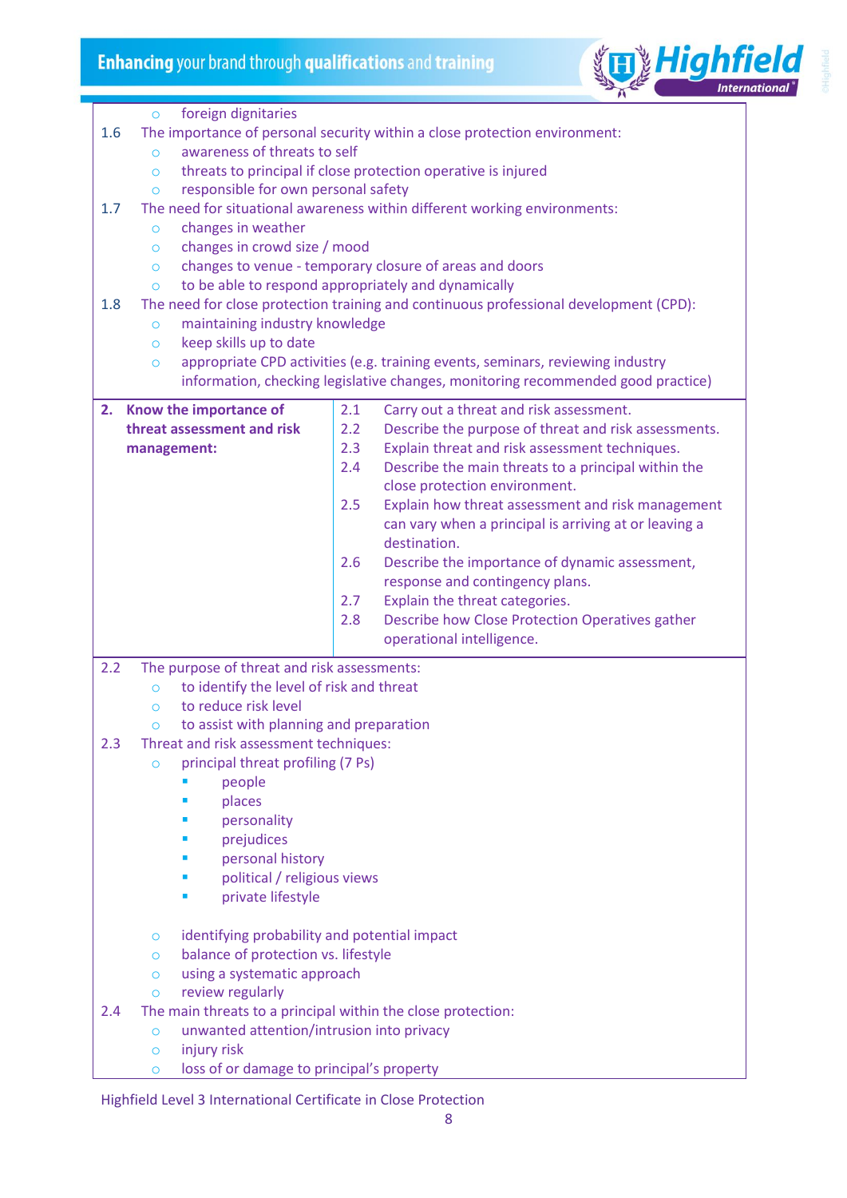- foreign dignitaries

1.6 The importance of personal security within a close protection environment:
- awareness of threats to self
- threats to principal if close protection operative is injured
- responsible for own personal safety

1.7 The need for situational awareness within different working environments:
- changes in weather
- changes in crowd size / mood
- changes to venue - temporary closure of areas and doors
- to be able to respond appropriately and dynamically

1.8 The need for close protection training and continuous professional development (CPD):
- maintaining industry knowledge
- keep skills up to date
- appropriate CPD activities (e.g. training events, seminars, reviewing industry information, checking legislative changes, monitoring recommended good practice)

| **2. Know the importance of threat assessment and risk management:** | |
|---|---|
| | 2.1 Carry out a threat and risk assessment. |
| | 2.2 Describe the purpose of threat and risk assessments. |
| | 2.3 Explain threat and risk assessment techniques. |
| | 2.4 Describe the main threats to a principal within the close protection environment. |
| | 2.5 Explain how threat assessment and risk management can vary when a principal is arriving at or leaving a destination. |
| | 2.6 Describe the importance of dynamic assessment, response and contingency plans. |
| | 2.7 Explain the threat categories. |
| | 2.8 Describe how Close Protection Operatives gather operational intelligence. |

2.2 The purpose of threat and risk assessments:
- to identify the level of risk and threat
- to reduce risk level
- to assist with planning and preparation

2.3 Threat and risk assessment techniques:
- principal threat profiling (7 Ps)
  - people
  - places
  - personality
  - prejudices
  - personal history
  - political / religious views
  - private lifestyle
- identifying probability and potential impact
- balance of protection vs. lifestyle
- using a systematic approach
- review regularly

2.4 The main threats to a principal within the close protection:
- unwanted attention/intrusion into privacy
- injury risk
- loss of or damage to principal's property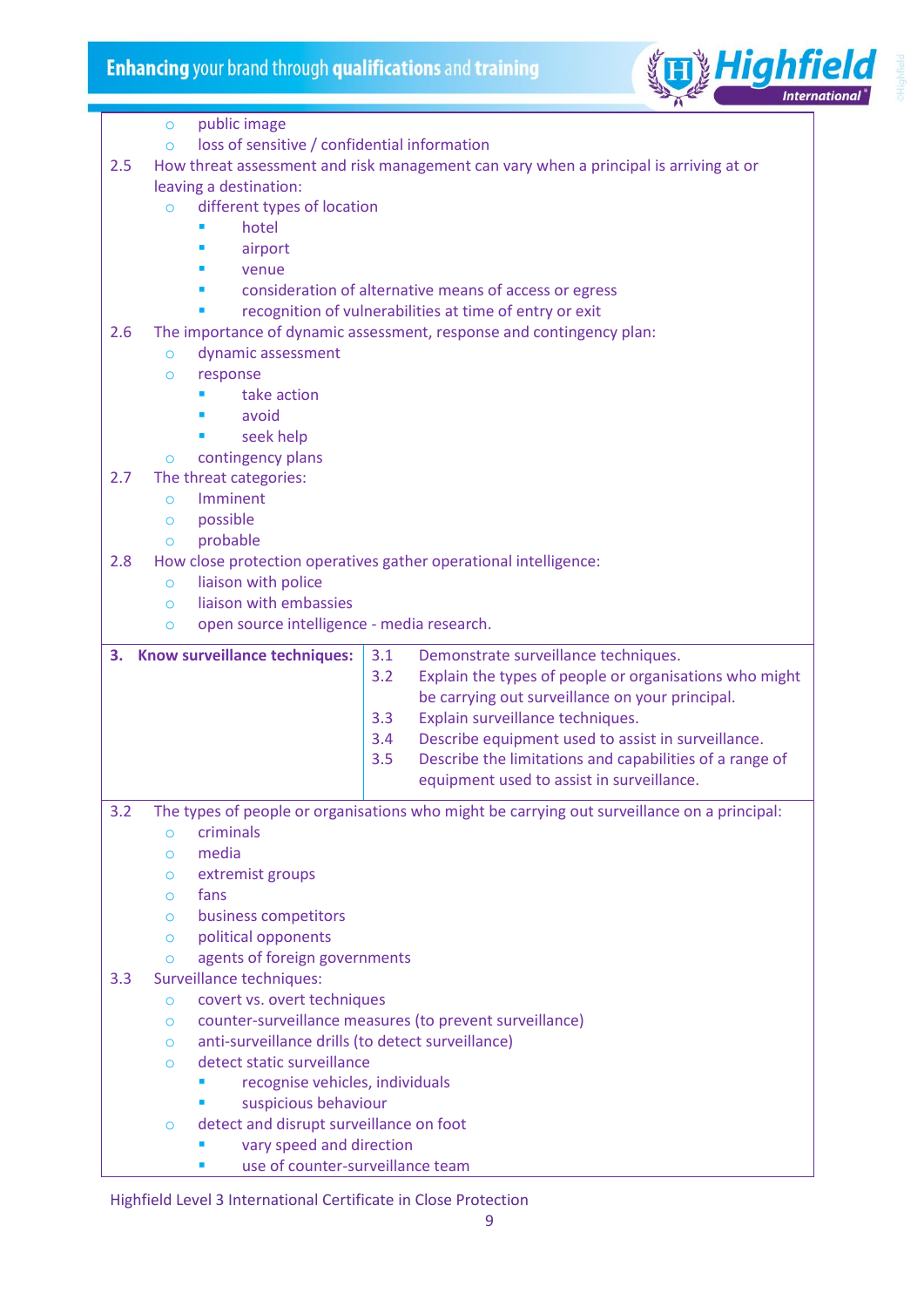- public image
- loss of sensitive / confidential information

2.5 How threat assessment and risk management can vary when a principal is arriving at or leaving a destination:

- different types of location
  - hotel
  - airport
  - venue
  - consideration of alternative means of access or egress
  - recognition of vulnerabilities at time of entry or exit

2.6 The importance of dynamic assessment, response and contingency plan:

- dynamic assessment
- response
  - take action
  - avoid
  - seek help
- contingency plans

2.7 The threat categories:

- Imminent
- possible
- probable

2.8 How close protection operatives gather operational intelligence:

- liaison with police
- liaison with embassies
- open source intelligence - media research.

| **3. Know surveillance techniques:** | 3.1 Demonstrate surveillance techniques.<br>3.2 Explain the types of people or organisations who might be carrying out surveillance on your principal.<br>3.3 Explain surveillance techniques.<br>3.4 Describe equipment used to assist in surveillance.<br>3.5 Describe the limitations and capabilities of a range of equipment used to assist in surveillance. |
|---|---|

3.2 The types of people or organisations who might be carrying out surveillance on a principal:

- criminals
- media
- extremist groups
- fans
- business competitors
- political opponents
- agents of foreign governments

3.3 Surveillance techniques:

- covert vs. overt techniques
- counter-surveillance measures (to prevent surveillance)
- anti-surveillance drills (to detect surveillance)
- detect static surveillance
  - recognise vehicles, individuals
  - suspicious behaviour
- detect and disrupt surveillance on foot
  - vary speed and direction
  - use of counter-surveillance team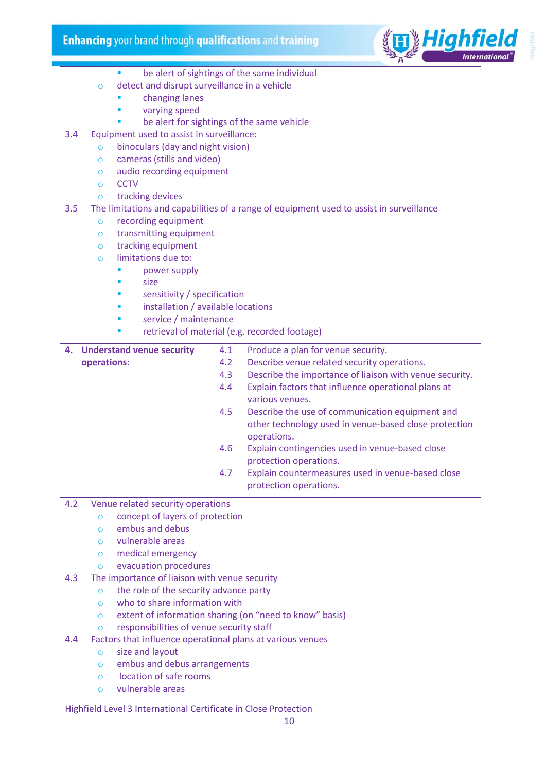- be alert of sightings of the same individual
  - detect and disrupt surveillance in a vehicle
    - changing lanes
    - varying speed
    - be alert for sightings of the same vehicle

3.4 Equipment used to assist in surveillance:
- binoculars (day and night vision)
- cameras (stills and video)
- audio recording equipment
- CCTV
- tracking devices

3.5 The limitations and capabilities of a range of equipment used to assist in surveillance
- recording equipment
- transmitting equipment
- tracking equipment
- limitations due to:
  - power supply
  - size
  - sensitivity / specification
  - installation / available locations
  - service / maintenance
  - retrieval of material (e.g. recorded footage)

| | |
|---|---|
| **4. Understand venue security operations:** | 4.1 Produce a plan for venue security.<br>4.2 Describe venue related security operations.<br>4.3 Describe the importance of liaison with venue security.<br>4.4 Explain factors that influence operational plans at various venues.<br>4.5 Describe the use of communication equipment and other technology used in venue-based close protection operations.<br>4.6 Explain contingencies used in venue-based close protection operations.<br>4.7 Explain countermeasures used in venue-based close protection operations. |

4.2 Venue related security operations
- concept of layers of protection
- embus and debus
- vulnerable areas
- medical emergency
- evacuation procedures

4.3 The importance of liaison with venue security
- the role of the security advance party
- who to share information with
- extent of information sharing (on "need to know" basis)
- responsibilities of venue security staff

4.4 Factors that influence operational plans at various venues
- size and layout
- embus and debus arrangements
- location of safe rooms
- vulnerable areas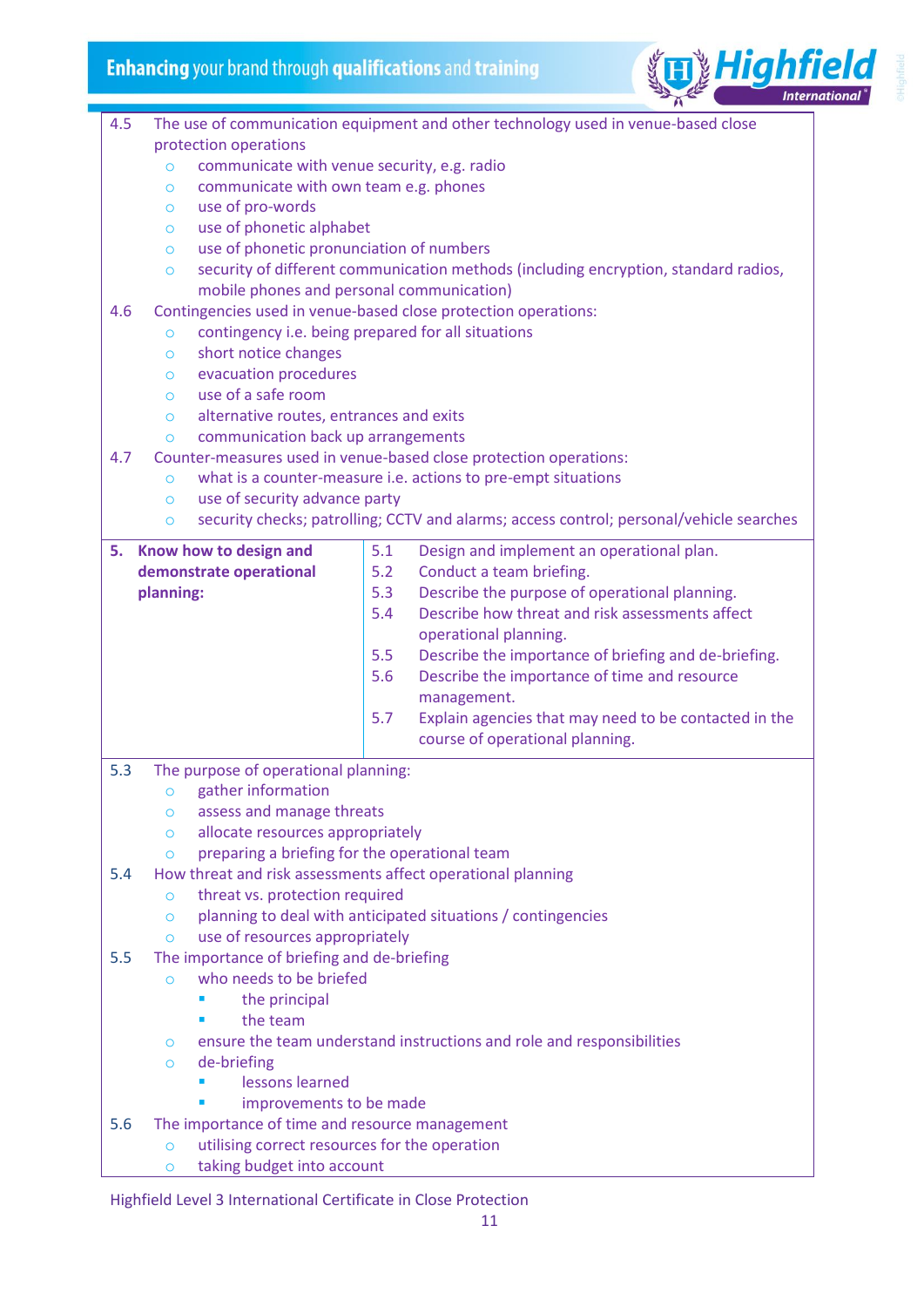4.5 The use of communication equipment and other technology used in venue-based close protection operations

- communicate with venue security, e.g. radio
- communicate with own team e.g. phones
- use of pro-words
- use of phonetic alphabet
- use of phonetic pronunciation of numbers
- security of different communication methods (including encryption, standard radios, mobile phones and personal communication)

4.6 Contingencies used in venue-based close protection operations:

- contingency i.e. being prepared for all situations
- short notice changes
- evacuation procedures
- use of a safe room
- alternative routes, entrances and exits
- communication back up arrangements

4.7 Counter-measures used in venue-based close protection operations:

- what is a counter-measure i.e. actions to pre-empt situations
- use of security advance party
- security checks; patrolling; CCTV and alarms; access control; personal/vehicle searches

| | |
|---|---|
| **5. Know how to design and demonstrate operational planning:** | 5.1 Design and implement an operational plan.<br>5.2 Conduct a team briefing.<br>5.3 Describe the purpose of operational planning.<br>5.4 Describe how threat and risk assessments affect operational planning.<br>5.5 Describe the importance of briefing and de-briefing.<br>5.6 Describe the importance of time and resource management.<br>5.7 Explain agencies that may need to be contacted in the course of operational planning. |

5.3 The purpose of operational planning:

- gather information
- assess and manage threats
- allocate resources appropriately
- preparing a briefing for the operational team

5.4 How threat and risk assessments affect operational planning

- threat vs. protection required
- planning to deal with anticipated situations / contingencies
- use of resources appropriately

5.5 The importance of briefing and de-briefing

- who needs to be briefed
  - the principal
  - the team
- ensure the team understand instructions and role and responsibilities
- de-briefing
  - lessons learned
  - improvements to be made

5.6 The importance of time and resource management

- utilising correct resources for the operation
- taking budget into account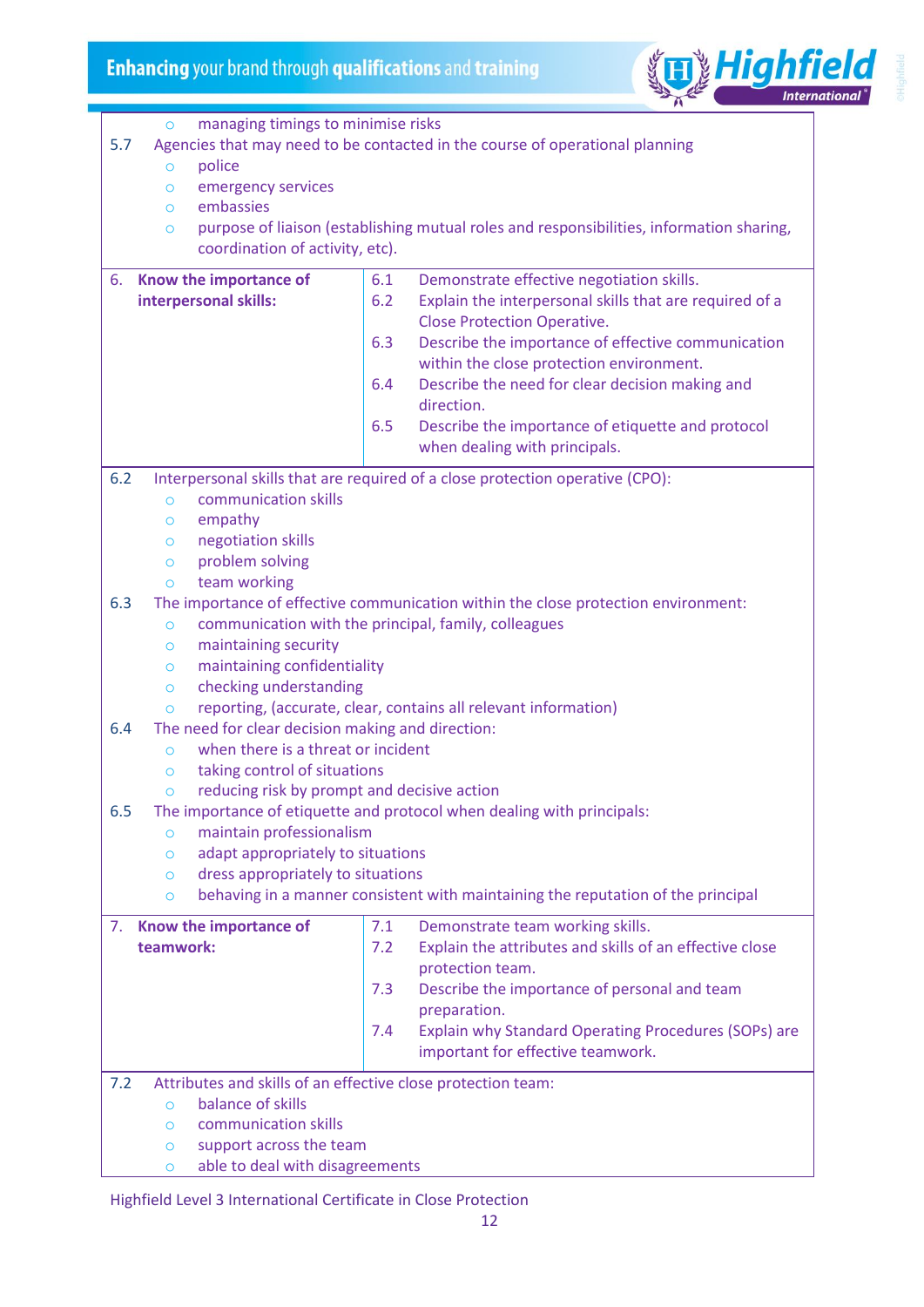- managing timings to minimise risks

5.7 Agencies that may need to be contacted in the course of operational planning
- police
- emergency services
- embassies
- purpose of liaison (establishing mutual roles and responsibilities, information sharing, coordination of activity, etc).

| 6. **Know the importance of interpersonal skills:** | 6.1 Demonstrate effective negotiation skills.<br>6.2 Explain the interpersonal skills that are required of a Close Protection Operative.<br>6.3 Describe the importance of effective communication within the close protection environment.<br>6.4 Describe the need for clear decision making and direction.<br>6.5 Describe the importance of etiquette and protocol when dealing with principals. |
|---|---|

6.2 Interpersonal skills that are required of a close protection operative (CPO):
- communication skills
- empathy
- negotiation skills
- problem solving
- team working

6.3 The importance of effective communication within the close protection environment:
- communication with the principal, family, colleagues
- maintaining security
- maintaining confidentiality
- checking understanding
- reporting, (accurate, clear, contains all relevant information)

6.4 The need for clear decision making and direction:
- when there is a threat or incident
- taking control of situations
- reducing risk by prompt and decisive action

6.5 The importance of etiquette and protocol when dealing with principals:
- maintain professionalism
- adapt appropriately to situations
- dress appropriately to situations
- behaving in a manner consistent with maintaining the reputation of the principal

| 7. **Know the importance of teamwork:** | 7.1 Demonstrate team working skills.<br>7.2 Explain the attributes and skills of an effective close protection team.<br>7.3 Describe the importance of personal and team preparation.<br>7.4 Explain why Standard Operating Procedures (SOPs) are important for effective teamwork. |
|---|---|

7.2 Attributes and skills of an effective close protection team:
- balance of skills
- communication skills
- support across the team
- able to deal with disagreements

Highfield Level 3 International Certificate in Close Protection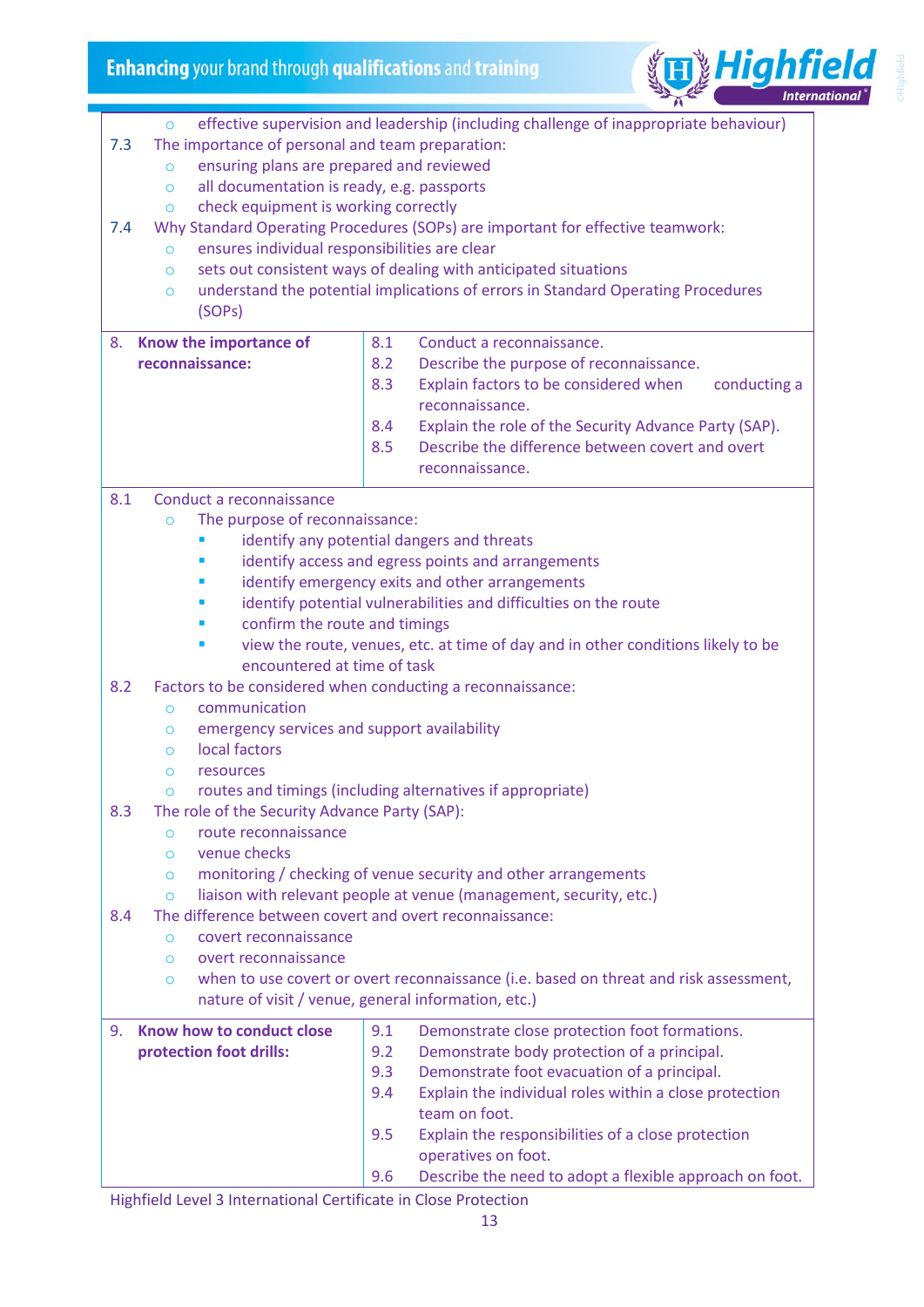- effective supervision and leadership (including challenge of inappropriate behaviour)

7.3 The importance of personal and team preparation:
- ensuring plans are prepared and reviewed
- all documentation is ready, e.g. passports
- check equipment is working correctly

7.4 Why Standard Operating Procedures (SOPs) are important for effective teamwork:
- ensures individual responsibilities are clear
- sets out consistent ways of dealing with anticipated situations
- understand the potential implications of errors in Standard Operating Procedures (SOPs)

| 8. Know the importance of reconnaissance: | 8.1 Conduct a reconnaissance.<br>8.2 Describe the purpose of reconnaissance.<br>8.3 Explain factors to be considered when conducting a reconnaissance.<br>8.4 Explain the role of the Security Advance Party (SAP).<br>8.5 Describe the difference between covert and overt reconnaissance. |
|---|---|

8.1 Conduct a reconnaissance
- The purpose of reconnaissance:
  - identify any potential dangers and threats
  - identify access and egress points and arrangements
  - identify emergency exits and other arrangements
  - identify potential vulnerabilities and difficulties on the route
  - confirm the route and timings
  - view the route, venues, etc. at time of day and in other conditions likely to be encountered at time of task

8.2 Factors to be considered when conducting a reconnaissance:
- communication
- emergency services and support availability
- local factors
- resources
- routes and timings (including alternatives if appropriate)

8.3 The role of the Security Advance Party (SAP):
- route reconnaissance
- venue checks
- monitoring / checking of venue security and other arrangements
- liaison with relevant people at venue (management, security, etc.)

8.4 The difference between covert and overt reconnaissance:
- covert reconnaissance
- overt reconnaissance
- when to use covert or overt reconnaissance (i.e. based on threat and risk assessment, nature of visit / venue, general information, etc.)

| 9. Know how to conduct close protection foot drills: | 9.1 Demonstrate close protection foot formations.<br>9.2 Demonstrate body protection of a principal.<br>9.3 Demonstrate foot evacuation of a principal.<br>9.4 Explain the individual roles within a close protection team on foot.<br>9.5 Explain the responsibilities of a close protection operatives on foot.<br>9.6 Describe the need to adopt a flexible approach on foot. |
|---|---|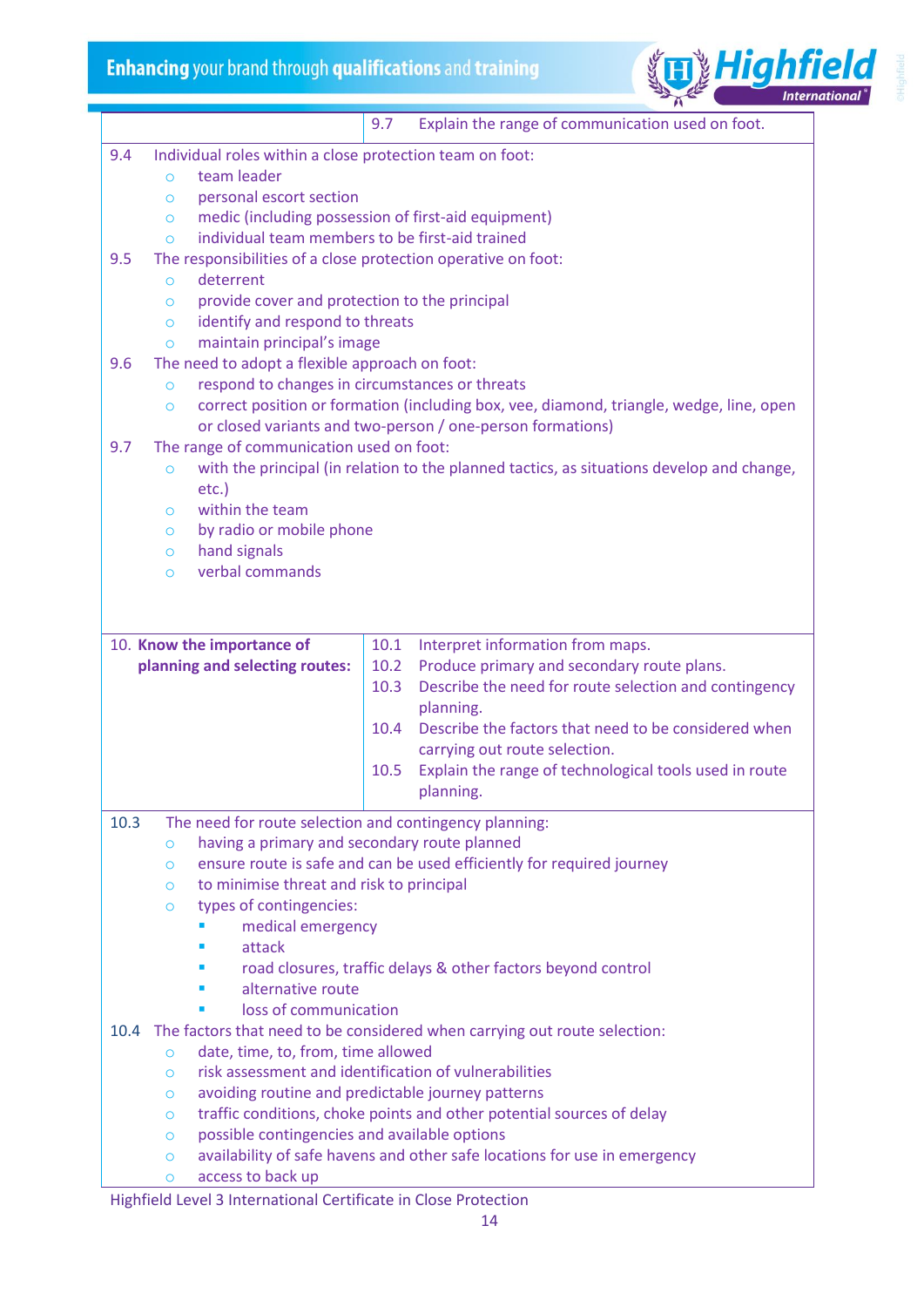| | |
|---|---|
| | 9.7 Explain the range of communication used on foot. |

9.4 Individual roles within a close protection team on foot:
- team leader
- personal escort section
- medic (including possession of first-aid equipment)
- individual team members to be first-aid trained

9.5 The responsibilities of a close protection operative on foot:
- deterrent
- provide cover and protection to the principal
- identify and respond to threats
- maintain principal's image

9.6 The need to adopt a flexible approach on foot:
- respond to changes in circumstances or threats
- correct position or formation (including box, vee, diamond, triangle, wedge, line, open or closed variants and two-person / one-person formations)

9.7 The range of communication used on foot:
- with the principal (in relation to the planned tactics, as situations develop and change, etc.)
- within the team
- by radio or mobile phone
- hand signals
- verbal commands

| | |
|---|---|
| 10. **Know the importance of planning and selecting routes:** | 10.1 Interpret information from maps.<br>10.2 Produce primary and secondary route plans.<br>10.3 Describe the need for route selection and contingency planning.<br>10.4 Describe the factors that need to be considered when carrying out route selection.<br>10.5 Explain the range of technological tools used in route planning. |

10.3 The need for route selection and contingency planning:
- having a primary and secondary route planned
- ensure route is safe and can be used efficiently for required journey
- to minimise threat and risk to principal
- types of contingencies:
  - medical emergency
  - attack
  - road closures, traffic delays & other factors beyond control
  - alternative route
  - loss of communication

10.4 The factors that need to be considered when carrying out route selection:
- date, time, to, from, time allowed
- risk assessment and identification of vulnerabilities
- avoiding routine and predictable journey patterns
- traffic conditions, choke points and other potential sources of delay
- possible contingencies and available options
- availability of safe havens and other safe locations for use in emergency
- access to back up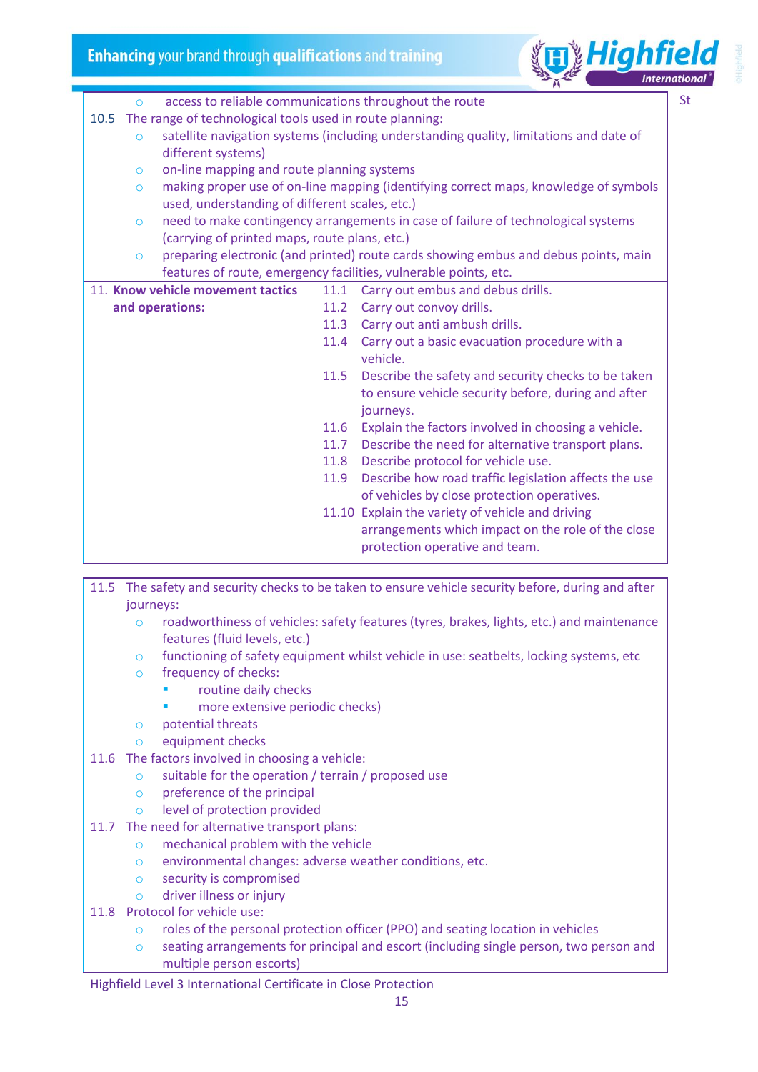- access to reliable communications throughout the route

10.5 The range of technological tools used in route planning:
- satellite navigation systems (including understanding quality, limitations and date of different systems)
- on-line mapping and route planning systems
- making proper use of on-line mapping (identifying correct maps, knowledge of symbols used, understanding of different scales, etc.)
- need to make contingency arrangements in case of failure of technological systems (carrying of printed maps, route plans, etc.)
- preparing electronic (and printed) route cards showing embus and debus points, main features of route, emergency facilities, vulnerable points, etc.

| | |
|---|---|
| **11. Know vehicle movement tactics and operations:** | 11.1 Carry out embus and debus drills.<br>11.2 Carry out convoy drills.<br>11.3 Carry out anti ambush drills.<br>11.4 Carry out a basic evacuation procedure with a vehicle.<br>11.5 Describe the safety and security checks to be taken to ensure vehicle security before, during and after journeys.<br>11.6 Explain the factors involved in choosing a vehicle.<br>11.7 Describe the need for alternative transport plans.<br>11.8 Describe protocol for vehicle use.<br>11.9 Describe how road traffic legislation affects the use of vehicles by close protection operatives.<br>11.10 Explain the variety of vehicle and driving arrangements which impact on the role of the close protection operative and team. |

11.5 The safety and security checks to be taken to ensure vehicle security before, during and after journeys:
- roadworthiness of vehicles: safety features (tyres, brakes, lights, etc.) and maintenance features (fluid levels, etc.)
- functioning of safety equipment whilst vehicle in use: seatbelts, locking systems, etc
- frequency of checks:
  - routine daily checks
  - more extensive periodic checks)
- potential threats
- equipment checks

11.6 The factors involved in choosing a vehicle:
- suitable for the operation / terrain / proposed use
- preference of the principal
- level of protection provided

11.7 The need for alternative transport plans:
- mechanical problem with the vehicle
- environmental changes: adverse weather conditions, etc.
- security is compromised
- driver illness or injury

11.8 Protocol for vehicle use:
- roles of the personal protection officer (PPO) and seating location in vehicles
- seating arrangements for principal and escort (including single person, two person and multiple person escorts)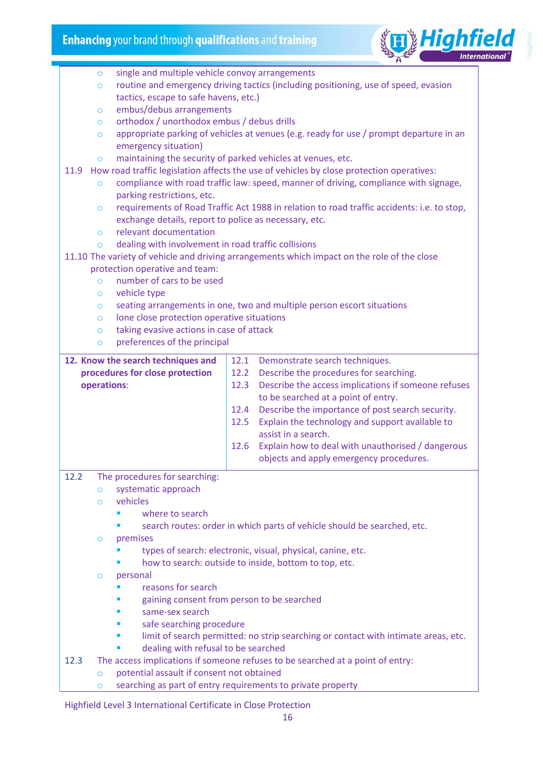- single and multiple vehicle convoy arrangements
- routine and emergency driving tactics (including positioning, use of speed, evasion tactics, escape to safe havens, etc.)
- embus/debus arrangements
- orthodox / unorthodox embus / debus drills
- appropriate parking of vehicles at venues (e.g. ready for use / prompt departure in an emergency situation)
- maintaining the security of parked vehicles at venues, etc.

11.9 How road traffic legislation affects the use of vehicles by close protection operatives:

- compliance with road traffic law: speed, manner of driving, compliance with signage, parking restrictions, etc.
- requirements of Road Traffic Act 1988 in relation to road traffic accidents: i.e. to stop, exchange details, report to police as necessary, etc.
- relevant documentation
- dealing with involvement in road traffic collisions

11.10 The variety of vehicle and driving arrangements which impact on the role of the close protection operative and team:

- number of cars to be used
- vehicle type
- seating arrangements in one, two and multiple person escort situations
- lone close protection operative situations
- taking evasive actions in case of attack
- preferences of the principal

| 12. Know the search techniques and procedures for close protection operations: | 12.1 Demonstrate search techniques.<br>12.2 Describe the procedures for searching.<br>12.3 Describe the access implications if someone refuses to be searched at a point of entry.<br>12.4 Describe the importance of post search security.<br>12.5 Explain the technology and support available to assist in a search.<br>12.6 Explain how to deal with unauthorised / dangerous objects and apply emergency procedures. |
|---|---|

12.2 The procedures for searching:

- systematic approach
- vehicles
  - where to search
  - search routes: order in which parts of vehicle should be searched, etc.
- premises
  - types of search: electronic, visual, physical, canine, etc.
  - how to search: outside to inside, bottom to top, etc.
- personal
  - reasons for search
  - gaining consent from person to be searched
  - same-sex search
  - safe searching procedure
  - limit of search permitted: no strip searching or contact with intimate areas, etc.
  - dealing with refusal to be searched

12.3 The access implications if someone refuses to be searched at a point of entry:

- potential assault if consent not obtained
- searching as part of entry requirements to private property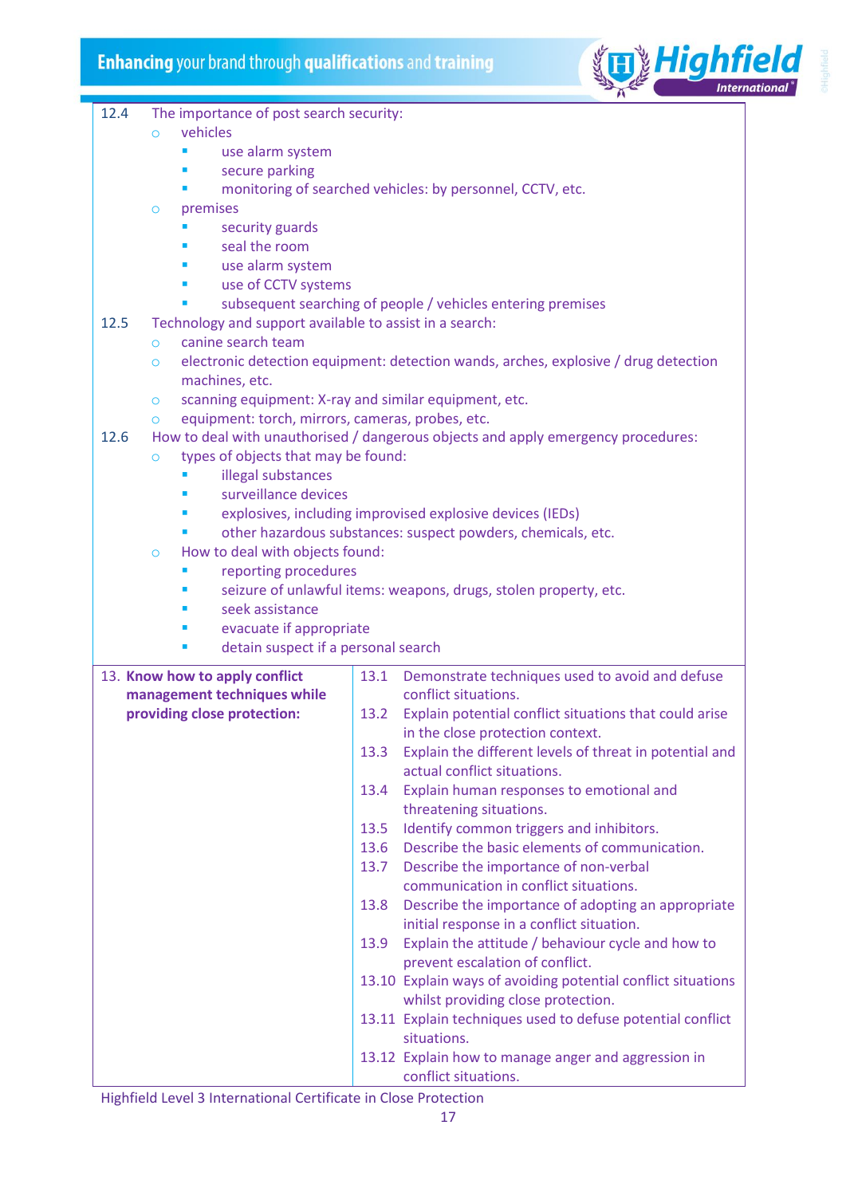12.4 The importance of post search security:

- vehicles
  - use alarm system
  - secure parking
  - monitoring of searched vehicles: by personnel, CCTV, etc.
- premises
  - security guards
  - seal the room
  - use alarm system
  - use of CCTV systems
  - subsequent searching of people / vehicles entering premises

12.5 Technology and support available to assist in a search:

- canine search team
- electronic detection equipment: detection wands, arches, explosive / drug detection machines, etc.
- scanning equipment: X-ray and similar equipment, etc.
- equipment: torch, mirrors, cameras, probes, etc.

12.6 How to deal with unauthorised / dangerous objects and apply emergency procedures:

- types of objects that may be found:
  - illegal substances
  - surveillance devices
  - explosives, including improvised explosive devices (IEDs)
  - other hazardous substances: suspect powders, chemicals, etc.
- How to deal with objects found:
  - reporting procedures
  - seizure of unlawful items: weapons, drugs, stolen property, etc.
  - seek assistance
  - evacuate if appropriate
  - detain suspect if a personal search

| | |
|---|---|
| **13. Know how to apply conflict management techniques while providing close protection:** | 13.1 Demonstrate techniques used to avoid and defuse conflict situations.<br>13.2 Explain potential conflict situations that could arise in the close protection context.<br>13.3 Explain the different levels of threat in potential and actual conflict situations.<br>13.4 Explain human responses to emotional and threatening situations.<br>13.5 Identify common triggers and inhibitors.<br>13.6 Describe the basic elements of communication.<br>13.7 Describe the importance of non-verbal communication in conflict situations.<br>13.8 Describe the importance of adopting an appropriate initial response in a conflict situation.<br>13.9 Explain the attitude / behaviour cycle and how to prevent escalation of conflict.<br>13.10 Explain ways of avoiding potential conflict situations whilst providing close protection.<br>13.11 Explain techniques used to defuse potential conflict situations.<br>13.12 Explain how to manage anger and aggression in conflict situations. |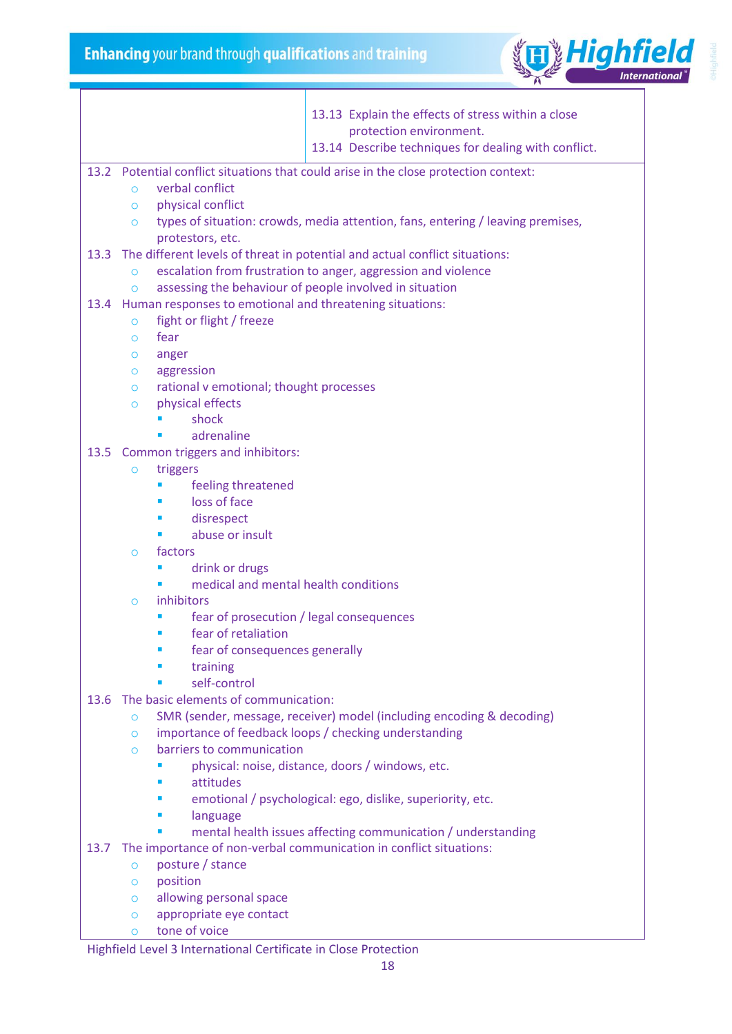| | |
|---|---|
| | 13.13 Explain the effects of stress within a close protection environment.<br>13.14 Describe techniques for dealing with conflict. |

13.2 Potential conflict situations that could arise in the close protection context:
- verbal conflict
- physical conflict
- types of situation: crowds, media attention, fans, entering / leaving premises, protestors, etc.

13.3 The different levels of threat in potential and actual conflict situations:
- escalation from frustration to anger, aggression and violence
- assessing the behaviour of people involved in situation

13.4 Human responses to emotional and threatening situations:
- fight or flight / freeze
- fear
- anger
- aggression
- rational v emotional; thought processes
- physical effects
  - shock
  - adrenaline

13.5 Common triggers and inhibitors:
- triggers
  - feeling threatened
  - loss of face
  - disrespect
  - abuse or insult
- factors
  - drink or drugs
  - medical and mental health conditions
- inhibitors
  - fear of prosecution / legal consequences
  - fear of retaliation
  - fear of consequences generally
  - training
  - self-control

13.6 The basic elements of communication:
- SMR (sender, message, receiver) model (including encoding & decoding)
- importance of feedback loops / checking understanding
- barriers to communication
  - physical: noise, distance, doors / windows, etc.
  - attitudes
  - emotional / psychological: ego, dislike, superiority, etc.
  - language
  - mental health issues affecting communication / understanding

13.7 The importance of non-verbal communication in conflict situations:
- posture / stance
- position
- allowing personal space
- appropriate eye contact
- tone of voice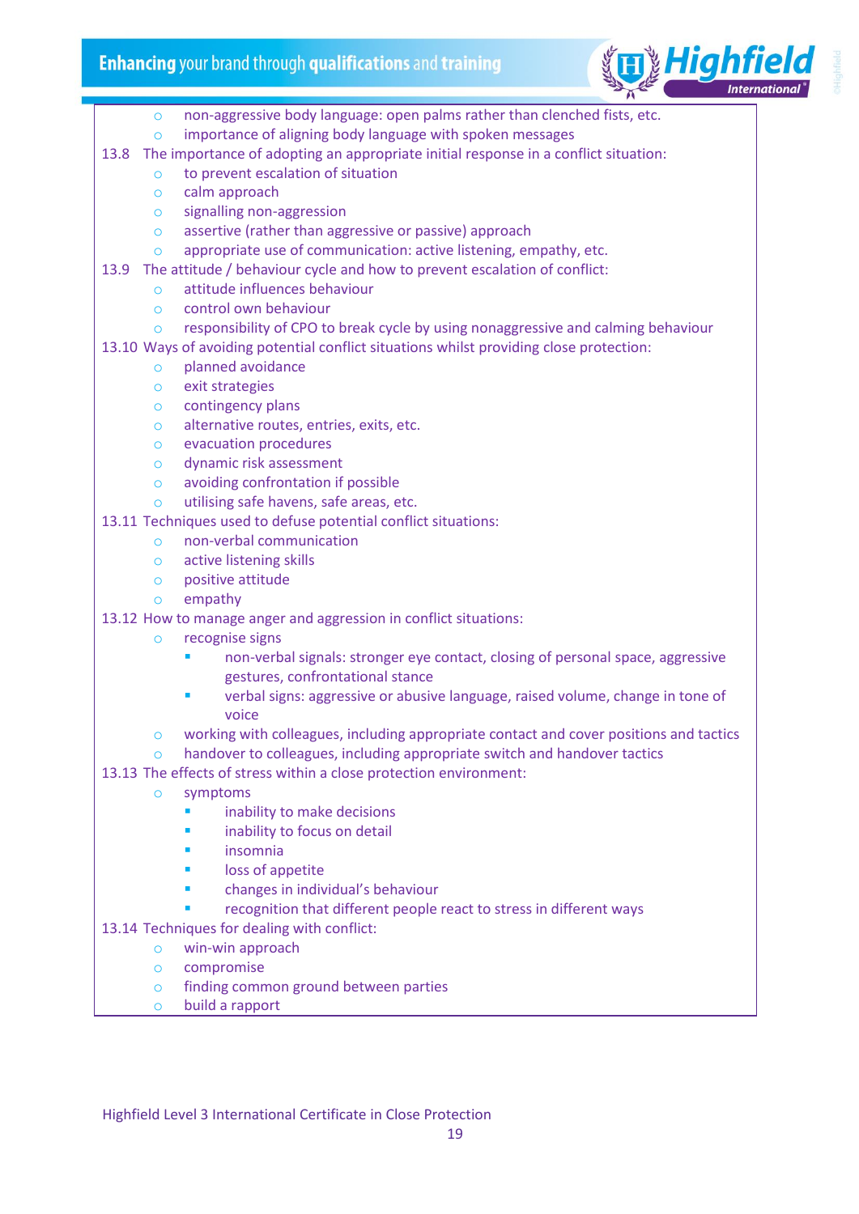- non-aggressive body language: open palms rather than clenched fists, etc.
- importance of aligning body language with spoken messages

13.8 The importance of adopting an appropriate initial response in a conflict situation:

- to prevent escalation of situation
- calm approach
- signalling non-aggression
- assertive (rather than aggressive or passive) approach
- appropriate use of communication: active listening, empathy, etc.

13.9 The attitude / behaviour cycle and how to prevent escalation of conflict:

- attitude influences behaviour
- control own behaviour
- responsibility of CPO to break cycle by using nonaggressive and calming behaviour

13.10 Ways of avoiding potential conflict situations whilst providing close protection:

- planned avoidance
- exit strategies
- contingency plans
- alternative routes, entries, exits, etc.
- evacuation procedures
- dynamic risk assessment
- avoiding confrontation if possible
- utilising safe havens, safe areas, etc.

13.11 Techniques used to defuse potential conflict situations:

- non-verbal communication
- active listening skills
- positive attitude
- empathy

13.12 How to manage anger and aggression in conflict situations:

- recognise signs
  - non-verbal signals: stronger eye contact, closing of personal space, aggressive gestures, confrontational stance
  - verbal signs: aggressive or abusive language, raised volume, change in tone of voice
- working with colleagues, including appropriate contact and cover positions and tactics
- handover to colleagues, including appropriate switch and handover tactics

13.13 The effects of stress within a close protection environment:

- symptoms
  - inability to make decisions
  - inability to focus on detail
  - insomnia
  - loss of appetite
  - changes in individual's behaviour
  - recognition that different people react to stress in different ways

13.14 Techniques for dealing with conflict:

- win-win approach
- compromise
- finding common ground between parties
- build a rapport